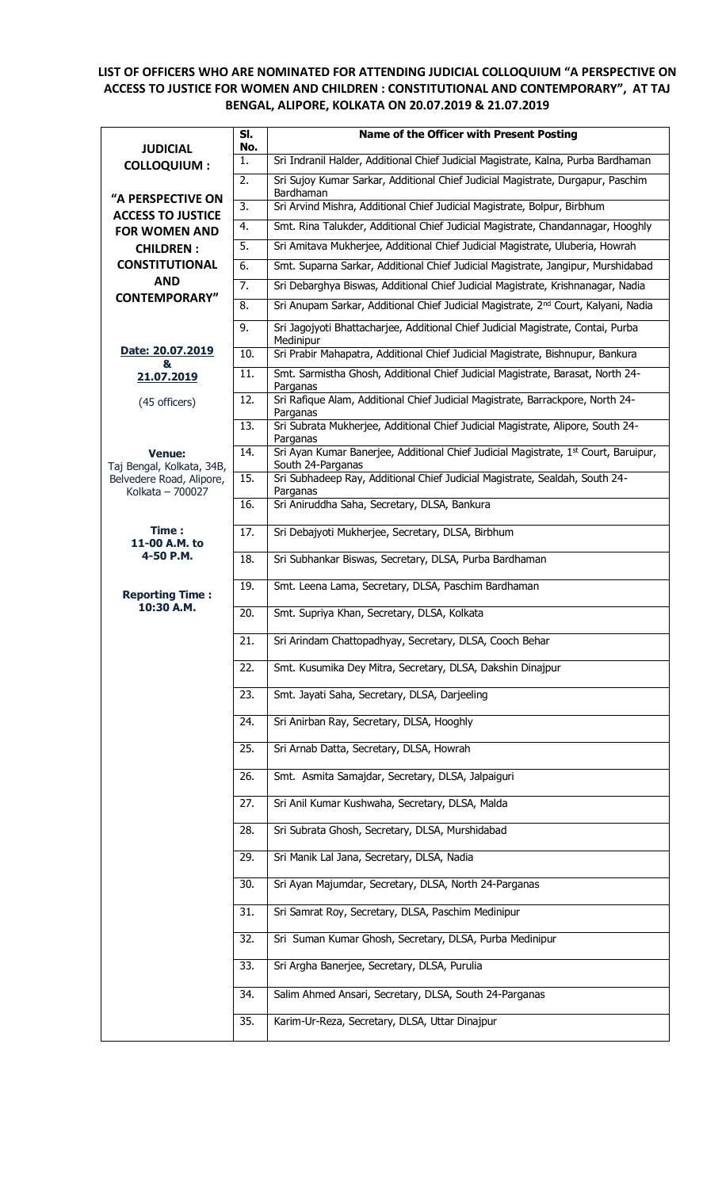**LIST OF OFFICERS WHO ARE NOMINATED FOR ATTENDING JUDICIAL COLLOQUIUM "A PERSPECTIVE ON ACCESS TO JUSTICE FOR WOMEN AND CHILDREN : CONSTITUTIONAL AND CONTEMPORARY", AT TAJ BENGAL, ALIPORE, KOLKATA ON 20.07.2019 & 21.07.2019**

| | Sl. No. | Name of the Officer with Present Posting |
|---|---|---|
| **JUDICIAL COLLOQUIUM : "A PERSPECTIVE ON ACCESS TO JUSTICE FOR WOMEN AND CHILDREN : CONSTITUTIONAL AND CONTEMPORARY"** | 1. | Sri Indranil Halder, Additional Chief Judicial Magistrate, Kalna, Purba Bardhaman |
| | 2. | Sri Sujoy Kumar Sarkar, Additional Chief Judicial Magistrate, Durgapur, Paschim Bardhaman |
| | 3. | Sri Arvind Mishra, Additional Chief Judicial Magistrate, Bolpur, Birbhum |
| | 4. | Smt. Rina Talukder, Additional Chief Judicial Magistrate, Chandannagar, Hooghly |
| | 5. | Sri Amitava Mukherjee, Additional Chief Judicial Magistrate, Uluberia, Howrah |
| | 6. | Smt. Suparna Sarkar, Additional Chief Judicial Magistrate, Jangipur, Murshidabad |
| | 7. | Sri Debarghya Biswas, Additional Chief Judicial Magistrate, Krishnanagar, Nadia |
| | 8. | Sri Anupam Sarkar, Additional Chief Judicial Magistrate, 2nd Court, Kalyani, Nadia |
| | 9. | Sri Jagojyoti Bhattacharjee, Additional Chief Judicial Magistrate, Contai, Purba Medinipur |
| **Date: 20.07.2019 & 21.07.2019** | 10. | Sri Prabir Mahapatra, Additional Chief Judicial Magistrate, Bishnupur, Bankura |
| (45 officers) | 11. | Smt. Sarmistha Ghosh, Additional Chief Judicial Magistrate, Barasat, North 24-Parganas |
| | 12. | Sri Rafique Alam, Additional Chief Judicial Magistrate, Barrackpore, North 24-Parganas |
| | 13. | Sri Subrata Mukherjee, Additional Chief Judicial Magistrate, Alipore, South 24-Parganas |
| **Venue:** Taj Bengal, Kolkata, 34B, Belvedere Road, Alipore, Kolkata – 700027 | 14. | Sri Ayan Kumar Banerjee, Additional Chief Judicial Magistrate, 1st Court, Baruipur, South 24-Parganas |
| | 15. | Sri Subhadeep Ray, Additional Chief Judicial Magistrate, Sealdah, South 24-Parganas |
| | 16. | Sri Aniruddha Saha, Secretary, DLSA, Bankura |
| **Time : 11-00 A.M. to 4-50 P.M.** | 17. | Sri Debajyoti Mukherjee, Secretary, DLSA, Birbhum |
| | 18. | Sri Subhankar Biswas, Secretary, DLSA, Purba Bardhaman |
| **Reporting Time : 10:30 A.M.** | 19. | Smt. Leena Lama, Secretary, DLSA, Paschim Bardhaman |
| | 20. | Smt. Supriya Khan, Secretary, DLSA, Kolkata |
| | 21. | Sri Arindam Chattopadhyay, Secretary, DLSA, Cooch Behar |
| | 22. | Smt. Kusumika Dey Mitra, Secretary, DLSA, Dakshin Dinajpur |
| | 23. | Smt. Jayati Saha, Secretary, DLSA, Darjeeling |
| | 24. | Sri Anirban Ray, Secretary, DLSA, Hooghly |
| | 25. | Sri Arnab Datta, Secretary, DLSA, Howrah |
| | 26. | Smt. Asmita Samajdar, Secretary, DLSA, Jalpaiguri |
| | 27. | Sri Anil Kumar Kushwaha, Secretary, DLSA, Malda |
| | 28. | Sri Subrata Ghosh, Secretary, DLSA, Murshidabad |
| | 29. | Sri Manik Lal Jana, Secretary, DLSA, Nadia |
| | 30. | Sri Ayan Majumdar, Secretary, DLSA, North 24-Parganas |
| | 31. | Sri Samrat Roy, Secretary, DLSA, Paschim Medinipur |
| | 32. | Sri Suman Kumar Ghosh, Secretary, DLSA, Purba Medinipur |
| | 33. | Sri Argha Banerjee, Secretary, DLSA, Purulia |
| | 34. | Salim Ahmed Ansari, Secretary, DLSA, South 24-Parganas |
| | 35. | Karim-Ur-Reza, Secretary, DLSA, Uttar Dinajpur |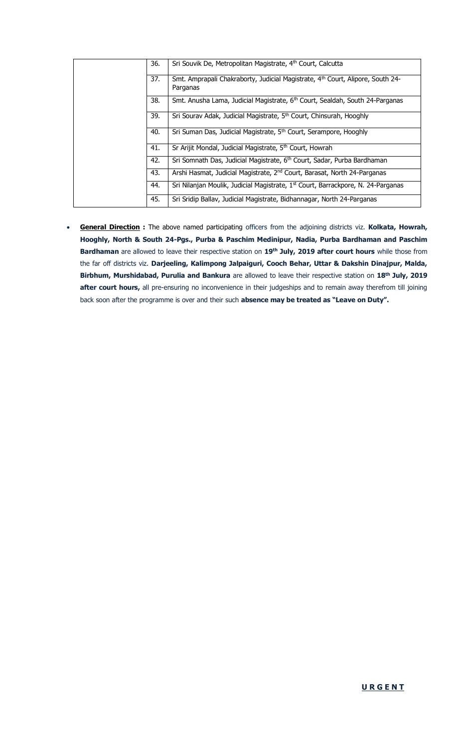| | | |
|---|---|---|
| | 36. | Sri Souvik De, Metropolitan Magistrate, 4th Court, Calcutta |
| | 37. | Smt. Amprapali Chakraborty, Judicial Magistrate, 4th Court, Alipore, South 24-Parganas |
| | 38. | Smt. Anusha Lama, Judicial Magistrate, 6th Court, Sealdah, South 24-Parganas |
| | 39. | Sri Sourav Adak, Judicial Magistrate, 5th Court, Chinsurah, Hooghly |
| | 40. | Sri Suman Das, Judicial Magistrate, 5th Court, Serampore, Hooghly |
| | 41. | Sr Arijit Mondal, Judicial Magistrate, 5th Court, Howrah |
| | 42. | Sri Somnath Das, Judicial Magistrate, 6th Court, Sadar, Purba Bardhaman |
| | 43. | Arshi Hasmat, Judicial Magistrate, 2nd Court, Barasat, North 24-Parganas |
| | 44. | Sri Nilanjan Moulik, Judicial Magistrate, 1st Court, Barrackpore, N. 24-Parganas |
| | 45. | Sri Sridip Ballav, Judicial Magistrate, Bidhannagar, North 24-Parganas |

- **General Direction :** The above named participating officers from the adjoining districts viz. **Kolkata, Howrah, Hooghly, North & South 24-Pgs., Purba & Paschim Medinipur, Nadia, Purba Bardhaman and Paschim Bardhaman** are allowed to leave their respective station on **19th July, 2019 after court hours** while those from the far off districts viz. **Darjeeling, Kalimpong Jalpaiguri, Cooch Behar, Uttar & Dakshin Dinajpur, Malda, Birbhum, Murshidabad, Purulia and Bankura** are allowed to leave their respective station on **18th July, 2019 after court hours,** all pre-ensuring no inconvenience in their judgeships and to remain away therefrom till joining back soon after the programme is over and their such **absence may be treated as "Leave on Duty".**

**URGENT**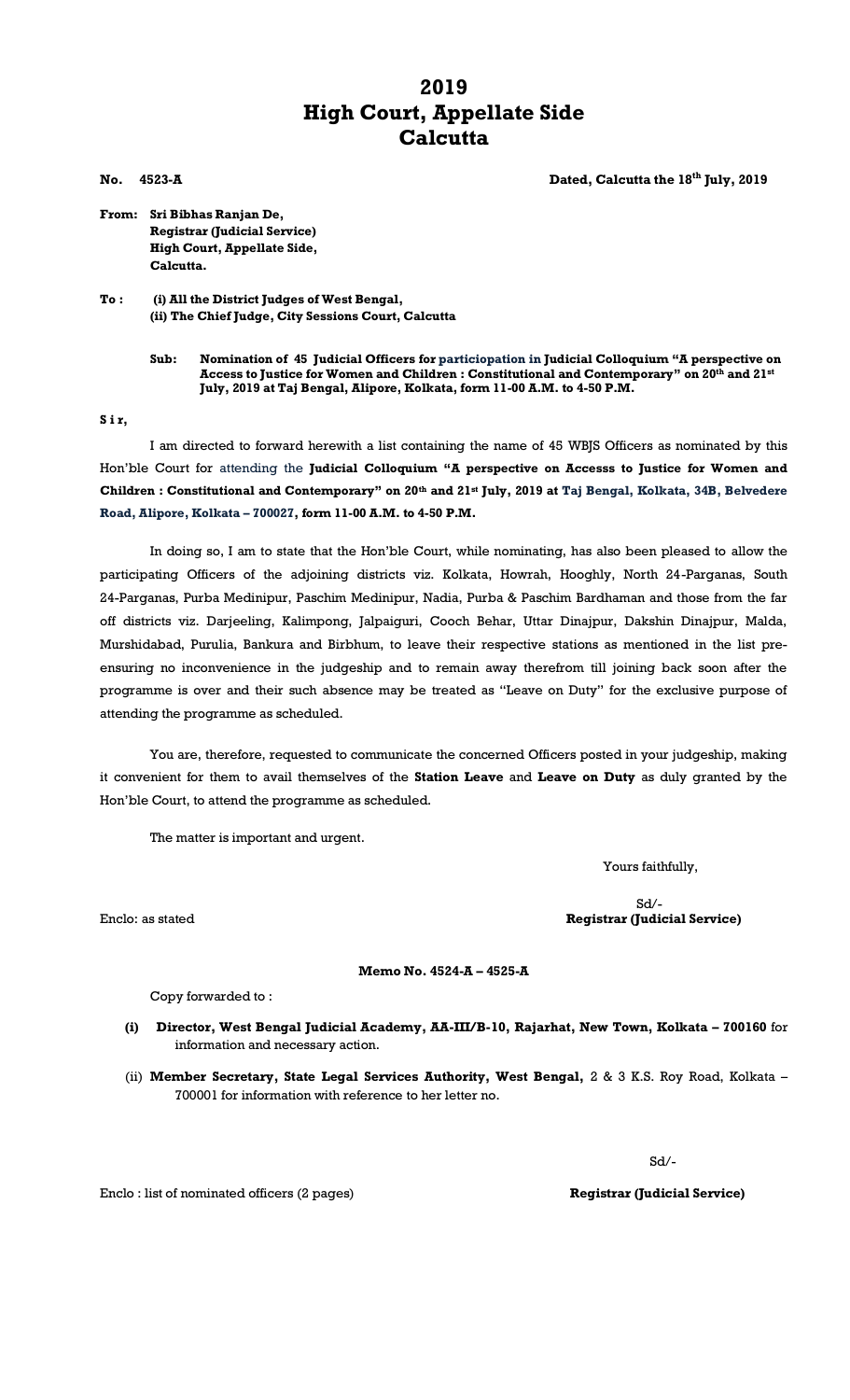# 2019
# High Court, Appellate Side
# Calcutta

**No. 4523-A** **Dated, Calcutta the 18th July, 2019**

**From: Sri Bibhas Ranjan De,**
**Registrar (Judicial Service)**
**High Court, Appellate Side,**
**Calcutta.**

**To : (i) All the District Judges of West Bengal,**
**(ii) The Chief Judge, City Sessions Court, Calcutta**

**Sub: Nomination of 45 Judicial Officers for particiopation in Judicial Colloquium "A perspective on Access to Justice for Women and Children : Constitutional and Contemporary" on 20th and 21st July, 2019 at Taj Bengal, Alipore, Kolkata, form 11-00 A.M. to 4-50 P.M.**

**S i r,**

I am directed to forward herewith a list containing the name of 45 WBJS Officers as nominated by this Hon'ble Court for attending the **Judicial Colloquium "A perspective on Accesss to Justice for Women and Children : Constitutional and Contemporary" on 20th and 21st July, 2019 at Taj Bengal, Kolkata, 34B, Belvedere Road, Alipore, Kolkata – 700027, form 11-00 A.M. to 4-50 P.M.**

In doing so, I am to state that the Hon'ble Court, while nominating, has also been pleased to allow the participating Officers of the adjoining districts viz. Kolkata, Howrah, Hooghly, North 24-Parganas, South 24-Parganas, Purba Medinipur, Paschim Medinipur, Nadia, Purba & Paschim Bardhaman and those from the far off districts viz. Darjeeling, Kalimpong, Jalpaiguri, Cooch Behar, Uttar Dinajpur, Dakshin Dinajpur, Malda, Murshidabad, Purulia, Bankura and Birbhum, to leave their respective stations as mentioned in the list pre-ensuring no inconvenience in the judgeship and to remain away therefrom till joining back soon after the programme is over and their such absence may be treated as "Leave on Duty" for the exclusive purpose of attending the programme as scheduled.

You are, therefore, requested to communicate the concerned Officers posted in your judgeship, making it convenient for them to avail themselves of the **Station Leave** and **Leave on Duty** as duly granted by the Hon'ble Court, to attend the programme as scheduled.

The matter is important and urgent.

Yours faithfully,

Sd/-
**Registrar (Judicial Service)**

Enclo: as stated

**Memo No. 4524-A – 4525-A**

Copy forwarded to :

- (i) **Director, West Bengal Judicial Academy, AA-III/B-10, Rajarhat, New Town, Kolkata – 700160** for information and necessary action.
- (ii) **Member Secretary, State Legal Services Authority, West Bengal,** 2 & 3 K.S. Roy Road, Kolkata – 700001 for information with reference to her letter no.

Sd/-
**Registrar (Judicial Service)**

Enclo : list of nominated officers (2 pages)